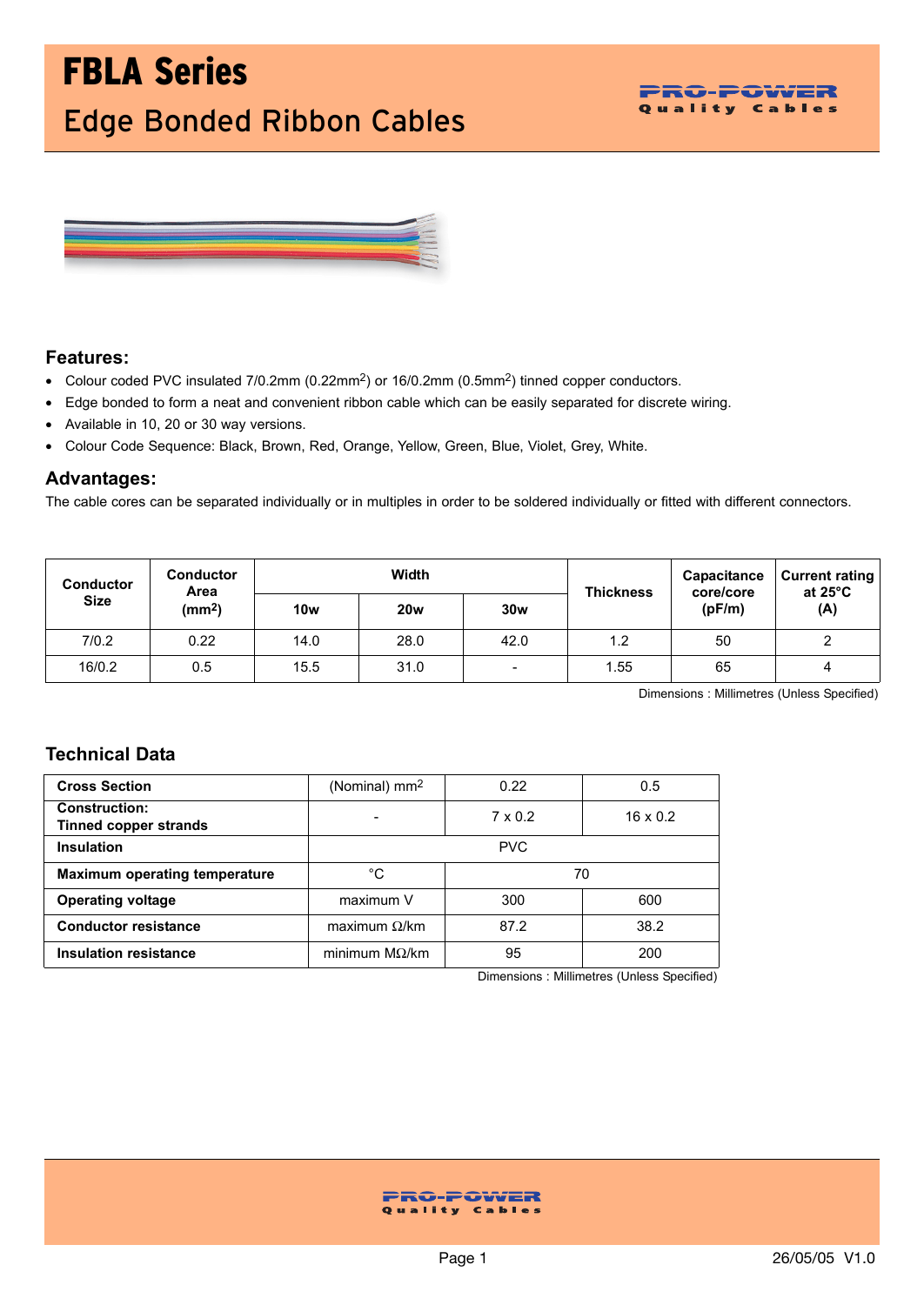# FBLA Series

## Edge Bonded Ribbon Cables

PRO-POWER
Quality Cables

### Features:

- Colour coded PVC insulated 7/0.2mm (0.22mm$^2$) or 16/0.2mm (0.5mm$^2$) tinned copper conductors.
- Edge bonded to form a neat and convenient ribbon cable which can be easily separated for discrete wiring.
- Available in 10, 20 or 30 way versions.
- Colour Code Sequence: Black, Brown, Red, Orange, Yellow, Green, Blue, Violet, Grey, White.

### Advantages:

The cable cores can be separated individually or in multiples in order to be soldered individually or fitted with different connectors.

| Conductor Size | Conductor Area (mm$^2$) | Width | | | Thickness | Capacitance core/core (pF/m) | Current rating at 25°C (A) |
|---|---|---|---|---|---|---|---|
| | | 10w | 20w | 30w | | | |
| 7/0.2 | 0.22 | 14.0 | 28.0 | 42.0 | 1.2 | 50 | 2 |
| 16/0.2 | 0.5 | 15.5 | 31.0 | - | 1.55 | 65 | 4 |

Dimensions : Millimetres (Unless Specified)

### Technical Data

| | | | |
|---|---|---|---|
| **Cross Section** | (Nominal) mm$^2$ | 0.22 | 0.5 |
| **Construction: Tinned copper strands** | - | 7 x 0.2 | 16 x 0.2 |
| **Insulation** | PVC | | |
| **Maximum operating temperature** | °C | 70 | |
| **Operating voltage** | maximum V | 300 | 600 |
| **Conductor resistance** | maximum Ω/km | 87.2 | 38.2 |
| **Insulation resistance** | minimum MΩ/km | 95 | 200 |

Dimensions : Millimetres (Unless Specified)

PRO-POWER
Quality Cables

26/05/05 V1.0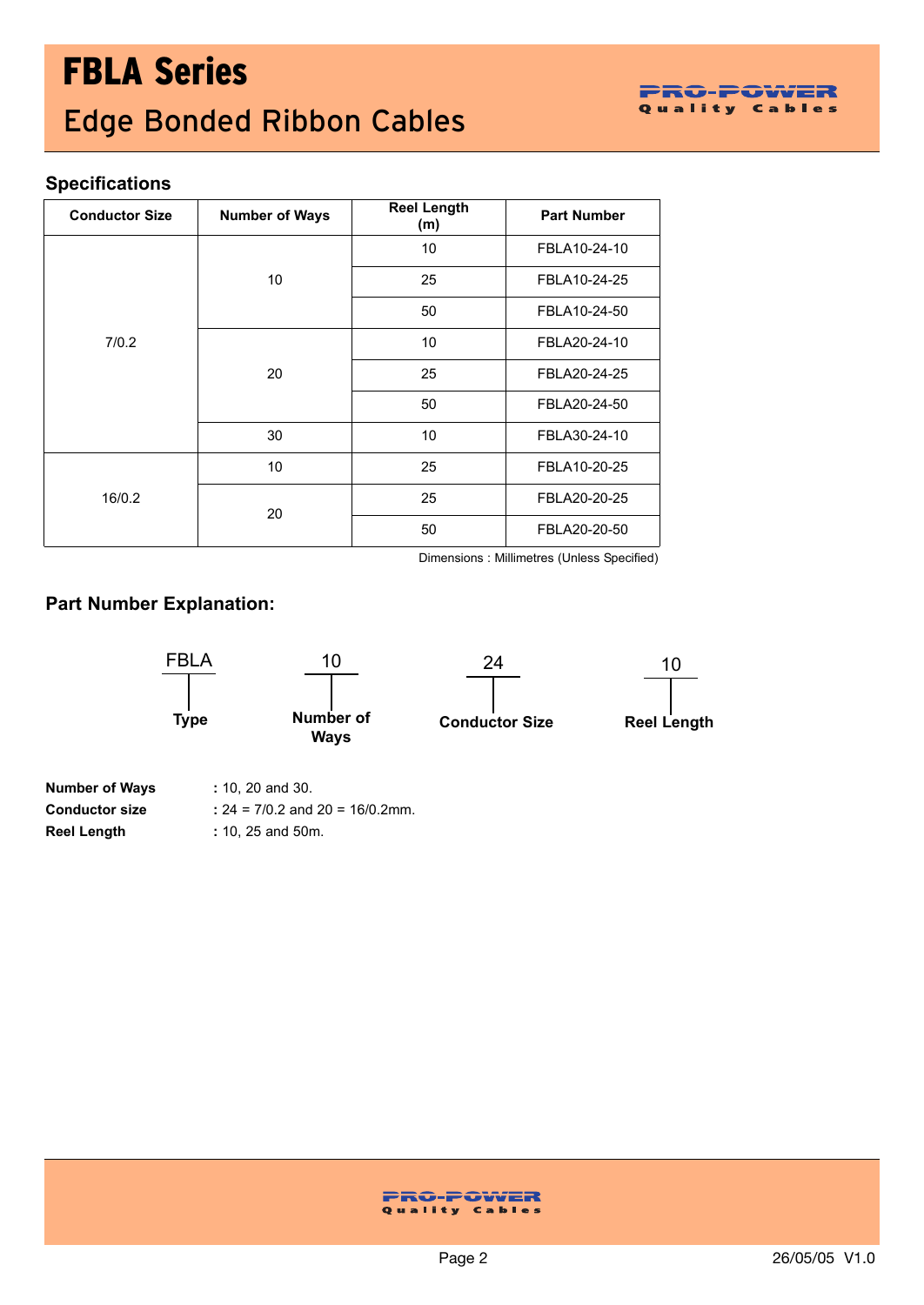# FBLA Series

## Edge Bonded Ribbon Cables

### Specifications

| Conductor Size | Number of Ways | Reel Length (m) | Part Number |
|---|---|---|---|
| 7/0.2 | 10 | 10 | FBLA10-24-10 |
| | | 25 | FBLA10-24-25 |
| | | 50 | FBLA10-24-50 |
| | 20 | 10 | FBLA20-24-10 |
| | | 25 | FBLA20-24-25 |
| | | 50 | FBLA20-24-50 |
| | 30 | 10 | FBLA30-24-10 |
| 16/0.2 | 10 | 25 | FBLA10-20-25 |
| | 20 | 25 | FBLA20-20-25 |
| | | 50 | FBLA20-20-50 |

Dimensions : Millimetres (Unless Specified)

### Part Number Explanation:

| FBLA | 10 | 24 | 10 |
|---|---|---|---|
| Type | Number of Ways | Conductor Size | Reel Length |

**Number of Ways** : 10, 20 and 30.

**Conductor size** : 24 = 7/0.2 and 20 = 16/0.2mm.

**Reel Length** : 10, 25 and 50m.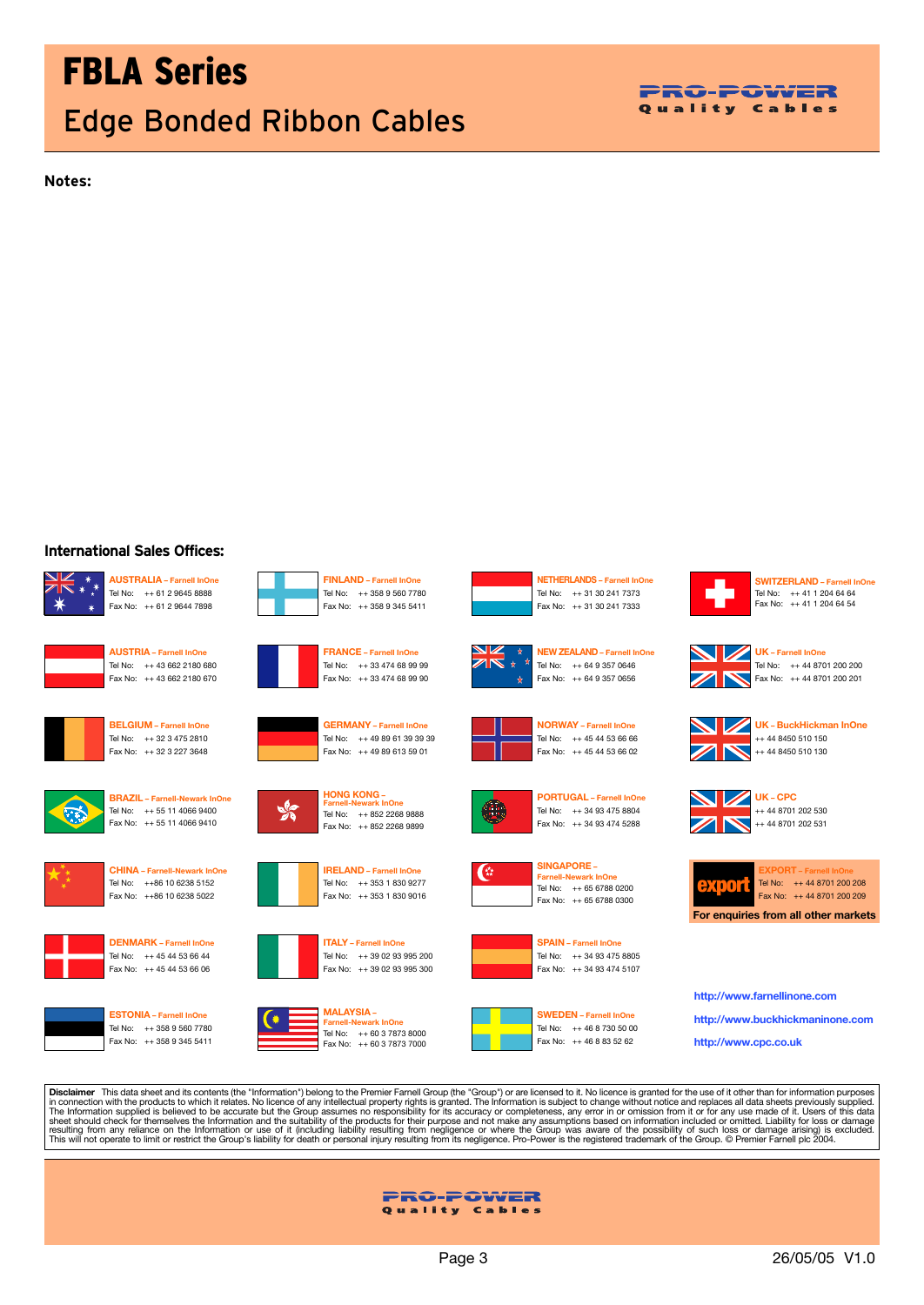# FBLA Series

## Edge Bonded Ribbon Cables

**Notes:**

### International Sales Offices:

**AUSTRALIA – Farnell InOne**
Tel No: ++ 61 2 9645 8888
Fax No: ++ 61 2 9644 7898

**FINLAND – Farnell InOne**
Tel No: ++ 358 9 560 7780
Fax No: ++ 358 9 345 5411

**NETHERLANDS – Farnell InOne**
Tel No: ++ 31 30 241 7373
Fax No: ++ 31 30 241 7333

**SWITZERLAND – Farnell InOne**
Tel No: ++ 41 1 204 64 64
Fax No: ++ 41 1 204 64 54

**AUSTRIA – Farnell InOne**
Tel No: ++ 43 662 2180 680
Fax No: ++ 43 662 2180 670

**FRANCE – Farnell InOne**
Tel No: ++ 33 474 68 99 99
Fax No: ++ 33 474 68 99 90

**NEW ZEALAND – Farnell InOne**
Tel No: ++ 64 9 357 0646
Fax No: ++ 64 9 357 0656

**UK – Farnell InOne**
Tel No: ++ 44 8701 200 200
Fax No: ++ 44 8701 200 201

**BELGIUM – Farnell InOne**
Tel No: ++ 32 3 475 2810
Fax No: ++ 32 3 227 3648

**GERMANY – Farnell InOne**
Tel No: ++ 49 89 61 39 39 39
Fax No: ++ 49 89 613 59 01

**NORWAY – Farnell InOne**
Tel No: ++ 45 44 53 66 66
Fax No: ++ 45 44 53 66 02

**UK – BuckHickman InOne**
++ 44 8450 510 150
++ 44 8450 510 130

**BRAZIL – Farnell-Newark InOne**
Tel No: ++ 55 11 4066 9400
Fax No: ++ 55 11 4066 9410

**HONG KONG – Farnell-Newark InOne**
Tel No: ++ 852 2268 9888
Fax No: ++ 852 2268 9899

**PORTUGAL – Farnell InOne**
Tel No: ++ 34 93 475 8804
Fax No: ++ 34 93 474 5288

**UK – CPC**
++ 44 8701 202 530
++ 44 8701 202 531

**CHINA – Farnell-Newark InOne**
Tel No: ++86 10 6238 5152
Fax No: ++86 10 6238 5022

**IRELAND – Farnell InOne**
Tel No: ++ 353 1 830 9277
Fax No: ++ 353 1 830 9016

**SINGAPORE – Farnell-Newark InOne**
Tel No: ++ 65 6788 0200
Fax No: ++ 65 6788 0300

**EXPORT – Farnell InOne**
Tel No: ++ 44 8701 200 208
Fax No: ++ 44 8701 200 209
For enquiries from all other markets

**DENMARK – Farnell InOne**
Tel No: ++ 45 44 53 66 44
Fax No: ++ 45 44 53 66 06

**ITALY – Farnell InOne**
Tel No: ++ 39 02 93 995 200
Fax No: ++ 39 02 93 995 300

**SPAIN – Farnell InOne**
Tel No: ++ 34 93 475 8805
Fax No: ++ 34 93 474 5107

**ESTONIA – Farnell InOne**
Tel No: ++ 358 9 560 7780
Fax No: ++ 358 9 345 5411

**MALAYSIA – Farnell-Newark InOne**
Tel No: ++ 60 3 7873 8000
Fax No: ++ 60 3 7873 7000

**SWEDEN – Farnell InOne**
Tel No: ++ 46 8 730 50 00
Fax No: ++ 46 8 83 52 62

http://www.farnellinone.com
http://www.buckhickmaninone.com
http://www.cpc.co.uk

**Disclaimer** This data sheet and its contents (the "Information") belong to the Premier Farnell Group (the "Group") or are licensed to it. No licence is granted for the use of it other than for information purposes in connection with the products to which it relates. No licence of any intellectual property rights is granted. The Information is subject to change without notice and replaces all data sheets previously supplied. The Information supplied is believed to be accurate but the Group assumes no responsibility for its accuracy or completeness, any error in or omission from it or for any use made of it. Users of this data sheet should check for themselves the Information and the suitability of the products for their purpose and not make any assumptions based on information included or omitted. Liability for loss or damage resulting from any reliance on the Information or use of it (including liability resulting from negligence or where the Group was aware of the possibility of such loss or damage arising) is excluded. This will not operate to limit or restrict the Group's liability for death or personal injury resulting from its negligence. Pro-Power is the registered trademark of the Group. © Premier Farnell plc 2004.

26/05/05 V1.0